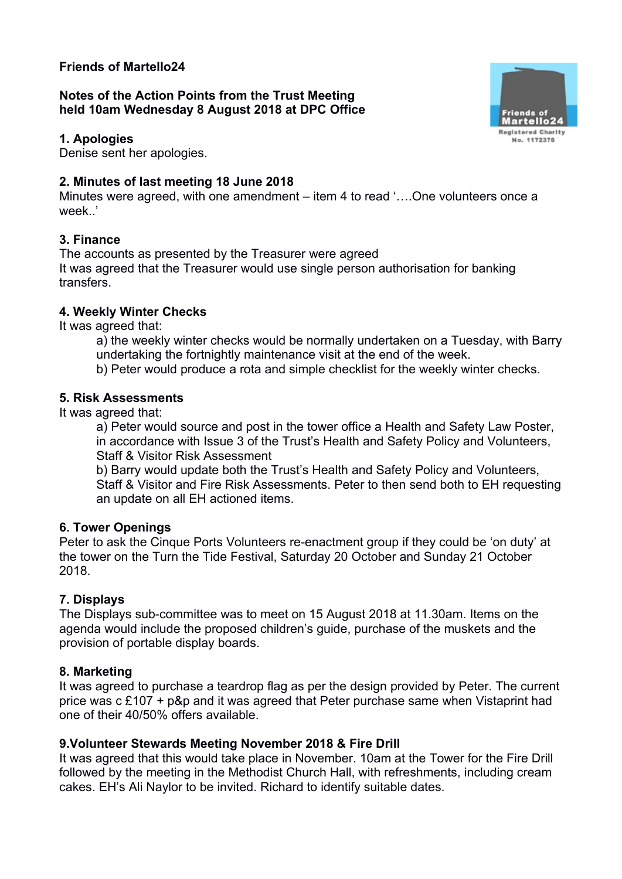**Friends of Martello24**

**Notes of the Action Points from the Trust Meeting held 10am Wednesday 8 August 2018 at DPC Office**

Friends of Martello24
Registered Charity No. 1172376

**1. Apologies**

Denise sent her apologies.

**2. Minutes of last meeting 18 June 2018**

Minutes were agreed, with one amendment – item 4 to read '….One volunteers once a week..'

**3. Finance**

The accounts as presented by the Treasurer were agreed
It was agreed that the Treasurer would use single person authorisation for banking transfers.

**4. Weekly Winter Checks**

It was agreed that:

a) the weekly winter checks would be normally undertaken on a Tuesday, with Barry undertaking the fortnightly maintenance visit at the end of the week.
b) Peter would produce a rota and simple checklist for the weekly winter checks.

**5. Risk Assessments**

It was agreed that:

a) Peter would source and post in the tower office a Health and Safety Law Poster, in accordance with Issue 3 of the Trust's Health and Safety Policy and Volunteers, Staff & Visitor Risk Assessment
b) Barry would update both the Trust's Health and Safety Policy and Volunteers, Staff & Visitor and Fire Risk Assessments. Peter to then send both to EH requesting an update on all EH actioned items.

**6. Tower Openings**

Peter to ask the Cinque Ports Volunteers re-enactment group if they could be 'on duty' at the tower on the Turn the Tide Festival, Saturday 20 October and Sunday 21 October 2018.

**7. Displays**

The Displays sub-committee was to meet on 15 August 2018 at 11.30am. Items on the agenda would include the proposed children's guide, purchase of the muskets and the provision of portable display boards.

**8. Marketing**

It was agreed to purchase a teardrop flag as per the design provided by Peter. The current price was c £107 + p&p and it was agreed that Peter purchase same when Vistaprint had one of their 40/50% offers available.

**9.Volunteer Stewards Meeting November 2018 & Fire Drill**

It was agreed that this would take place in November. 10am at the Tower for the Fire Drill followed by the meeting in the Methodist Church Hall, with refreshments, including cream cakes. EH's Ali Naylor to be invited. Richard to identify suitable dates.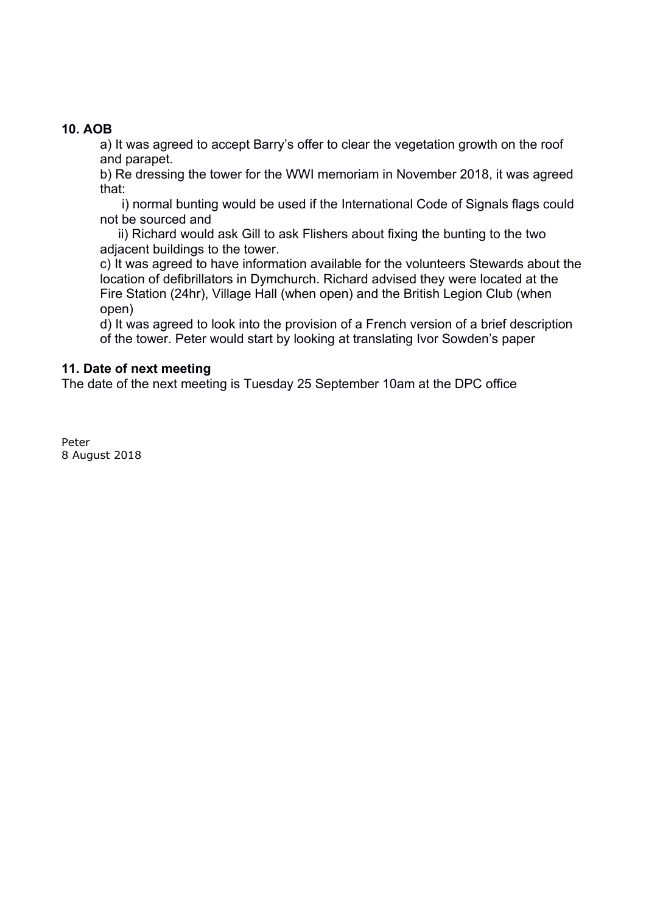### 10. AOB

a) It was agreed to accept Barry's offer to clear the vegetation growth on the roof and parapet.

b) Re dressing the tower for the WWI memoriam in November 2018, it was agreed that:

i) normal bunting would be used if the International Code of Signals flags could not be sourced and

ii) Richard would ask Gill to ask Flishers about fixing the bunting to the two adjacent buildings to the tower.

c) It was agreed to have information available for the volunteers Stewards about the location of defibrillators in Dymchurch. Richard advised they were located at the Fire Station (24hr), Village Hall (when open) and the British Legion Club (when open)

d) It was agreed to look into the provision of a French version of a brief description of the tower. Peter would start by looking at translating Ivor Sowden's paper

### 11. Date of next meeting

The date of the next meeting is Tuesday 25 September 10am at the DPC office

Peter
8 August 2018